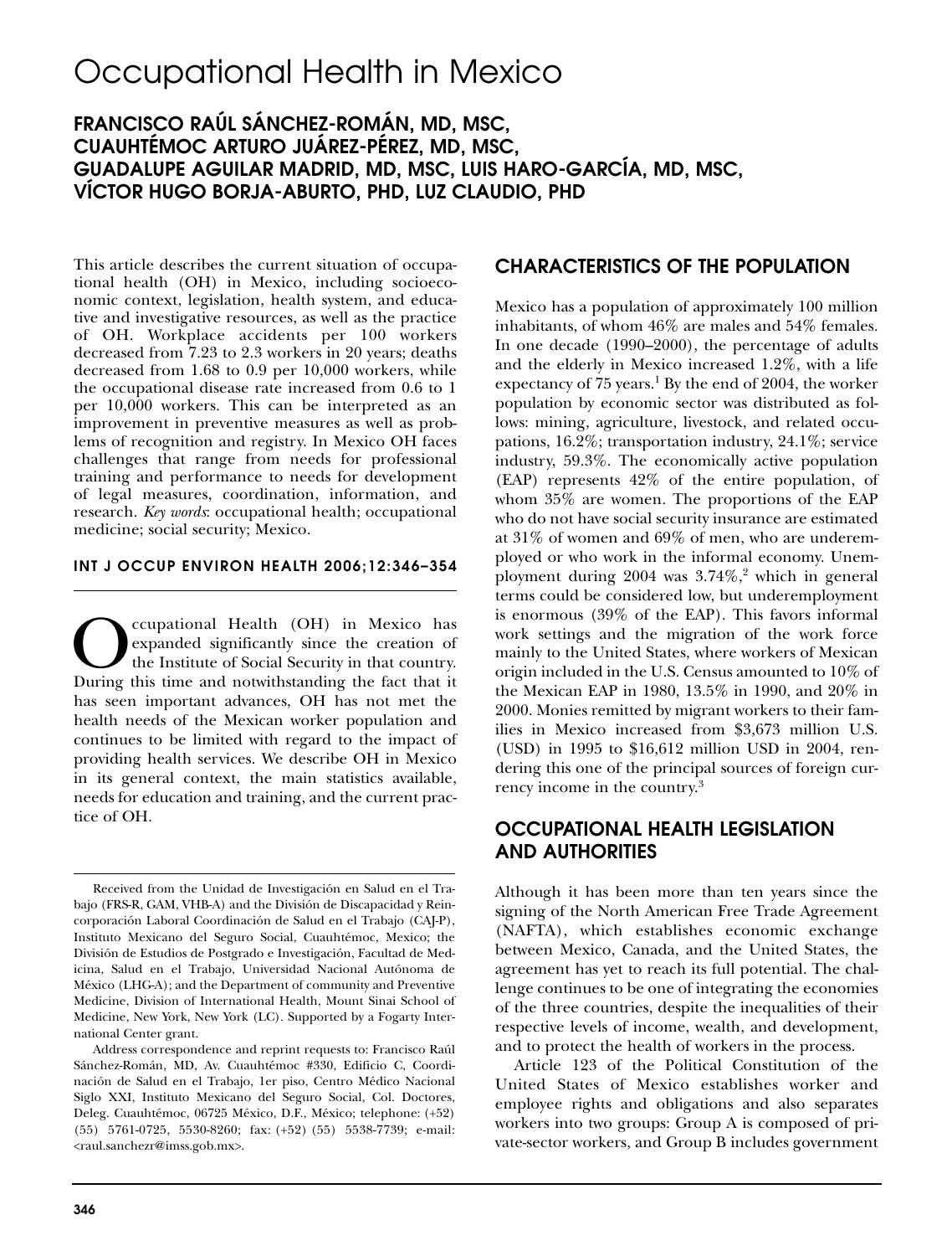# Occupational Health in Mexico

**FRANCISCO RAÚL SÁNCHEZ-ROMÁN, MD, MSC, CUAUHTÉMOC ARTURO JUÁREZ-PÉREZ, MD, MSC, GUADALUPE AGUILAR MADRID, MD, MSC, LUIS HARO-GARCÍA, MD, MSC, VÍCTOR HUGO BORJA-ABURTO, PHD, LUZ CLAUDIO, PHD**

This article describes the current situation of occupational health (OH) in Mexico, including socioeconomic context, legislation, health system, and educative and investigative resources, as well as the practice of OH. Workplace accidents per 100 workers decreased from 7.23 to 2.3 workers in 20 years; deaths decreased from 1.68 to 0.9 per 10,000 workers, while the occupational disease rate increased from 0.6 to 1 per 10,000 workers. This can be interpreted as an improvement in preventive measures as well as problems of recognition and registry. In Mexico OH faces challenges that range from needs for professional training and performance to needs for development of legal measures, coordination, information, and research. *Key words*: occupational health; occupational medicine; social security; Mexico.

**INT J OCCUP ENVIRON HEALTH 2006;12:346–354**

Occupational Health (OH) in Mexico has expanded significantly since the creation of the Institute of Social Security in that country. During this time and notwithstanding the fact that it has seen important advances, OH has not met the health needs of the Mexican worker population and continues to be limited with regard to the impact of providing health services. We describe OH in Mexico in its general context, the main statistics available, needs for education and training, and the current practice of OH.

Received from the Unidad de Investigación en Salud en el Trabajo (FRS-R, GAM, VHB-A) and the División de Discapacidad y Reincorporación Laboral Coordinación de Salud en el Trabajo (CAJ-P), Instituto Mexicano del Seguro Social, Cuauhtémoc, Mexico; the División de Estudios de Postgrado e Investigación, Facultad de Medicina, Salud en el Trabajo, Universidad Nacional Autónoma de México (LHG-A); and the Department of community and Preventive Medicine, Division of International Health, Mount Sinai School of Medicine, New York, New York (LC). Supported by a Fogarty International Center grant.

Address correspondence and reprint requests to: Francisco Raúl Sánchez-Román, MD, Av. Cuauhtémoc #330, Edificio C, Coordinación de Salud en el Trabajo, 1er piso, Centro Médico Nacional Siglo XXI, Instituto Mexicano del Seguro Social, Col. Doctores, Deleg. Cuauhtémoc, 06725 México, D.F., México; telephone: (+52) (55) 5761-0725, 5530-8260; fax: (+52) (55) 5538-7739; e-mail: <raul.sanchezr@imss.gob.mx>.

## CHARACTERISTICS OF THE POPULATION

Mexico has a population of approximately 100 million inhabitants, of whom 46% are males and 54% females. In one decade (1990–2000), the percentage of adults and the elderly in Mexico increased 1.2%, with a life expectancy of 75 years.[1] By the end of 2004, the worker population by economic sector was distributed as follows: mining, agriculture, livestock, and related occupations, 16.2%; transportation industry, 24.1%; service industry, 59.3%. The economically active population (EAP) represents 42% of the entire population, of whom 35% are women. The proportions of the EAP who do not have social security insurance are estimated at 31% of women and 69% of men, who are underemployed or who work in the informal economy. Unemployment during 2004 was 3.74%,[2] which in general terms could be considered low, but underemployment is enormous (39% of the EAP). This favors informal work settings and the migration of the work force mainly to the United States, where workers of Mexican origin included in the U.S. Census amounted to 10% of the Mexican EAP in 1980, 13.5% in 1990, and 20% in 2000. Monies remitted by migrant workers to their families in Mexico increased from $3,673 million U.S. (USD) in 1995 to $16,612 million USD in 2004, rendering this one of the principal sources of foreign currency income in the country.[3]

## OCCUPATIONAL HEALTH LEGISLATION AND AUTHORITIES

Although it has been more than ten years since the signing of the North American Free Trade Agreement (NAFTA), which establishes economic exchange between Mexico, Canada, and the United States, the agreement has yet to reach its full potential. The challenge continues to be one of integrating the economies of the three countries, despite the inequalities of their respective levels of income, wealth, and development, and to protect the health of workers in the process.

Article 123 of the Political Constitution of the United States of Mexico establishes worker and employee rights and obligations and also separates workers into two groups: Group A is composed of private-sector workers, and Group B includes government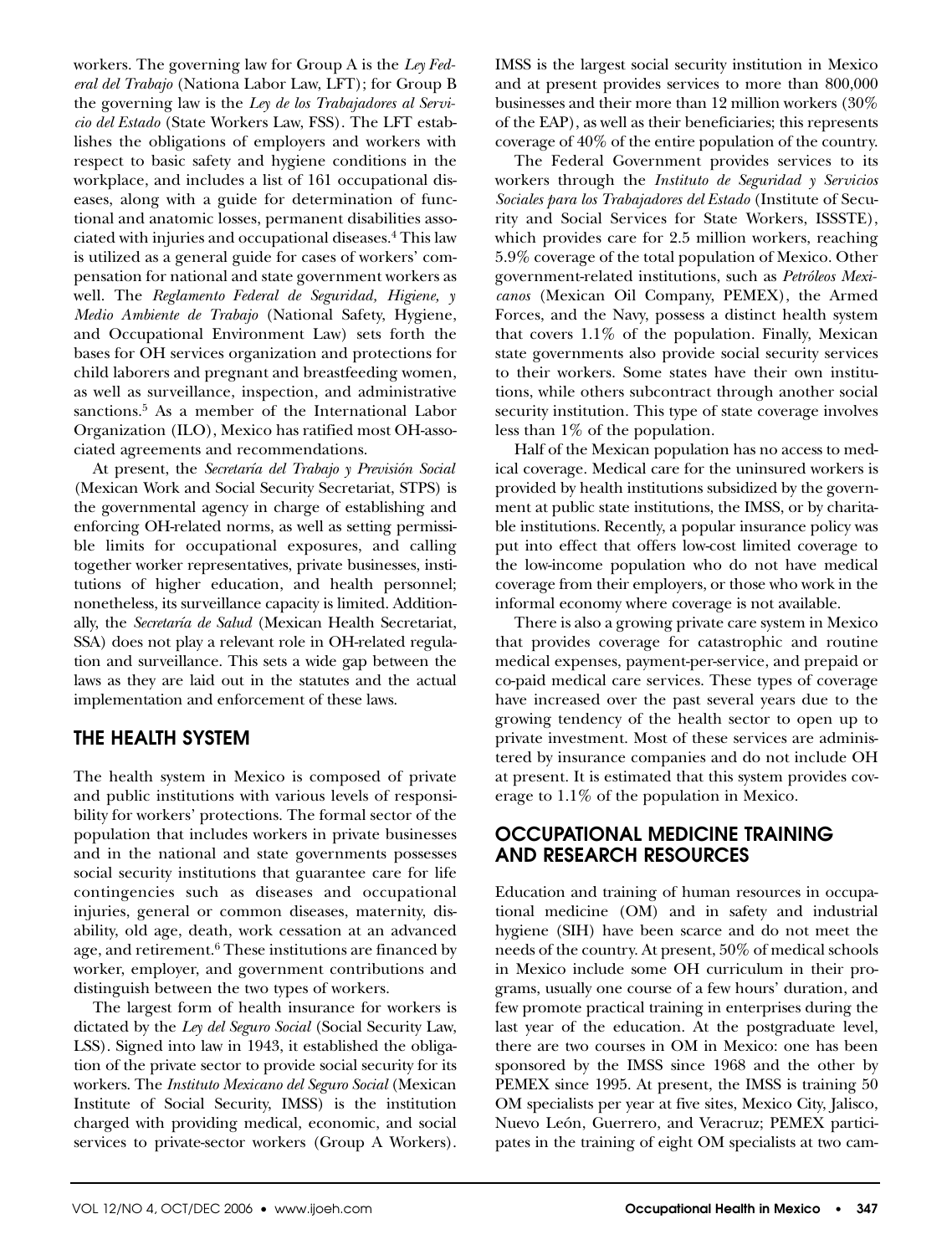workers. The governing law for Group A is the *Ley Federal del Trabajo* (Nationa Labor Law, LFT); for Group B the governing law is the *Ley de los Trabajadores al Servicio del Estado* (State Workers Law, FSS). The LFT establishes the obligations of employers and workers with respect to basic safety and hygiene conditions in the workplace, and includes a list of 161 occupational diseases, along with a guide for determination of functional and anatomic losses, permanent disabilities associated with injuries and occupational diseases.[4] This law is utilized as a general guide for cases of workers' compensation for national and state government workers as well. The *Reglamento Federal de Seguridad, Higiene, y Medio Ambiente de Trabajo* (National Safety, Hygiene, and Occupational Environment Law) sets forth the bases for OH services organization and protections for child laborers and pregnant and breastfeeding women, as well as surveillance, inspection, and administrative sanctions.[5] As a member of the International Labor Organization (ILO), Mexico has ratified most OH-associated agreements and recommendations.

At present, the *Secretaría del Trabajo y Previsión Social* (Mexican Work and Social Security Secretariat, STPS) is the governmental agency in charge of establishing and enforcing OH-related norms, as well as setting permissible limits for occupational exposures, and calling together worker representatives, private businesses, institutions of higher education, and health personnel; nonetheless, its surveillance capacity is limited. Additionally, the *Secretaría de Salud* (Mexican Health Secretariat, SSA) does not play a relevant role in OH-related regulation and surveillance. This sets a wide gap between the laws as they are laid out in the statutes and the actual implementation and enforcement of these laws.

## THE HEALTH SYSTEM

The health system in Mexico is composed of private and public institutions with various levels of responsibility for workers' protections. The formal sector of the population that includes workers in private businesses and in the national and state governments possesses social security institutions that guarantee care for life contingencies such as diseases and occupational injuries, general or common diseases, maternity, disability, old age, death, work cessation at an advanced age, and retirement.[6] These institutions are financed by worker, employer, and government contributions and distinguish between the two types of workers.

The largest form of health insurance for workers is dictated by the *Ley del Seguro Social* (Social Security Law, LSS). Signed into law in 1943, it established the obligation of the private sector to provide social security for its workers. The *Instituto Mexicano del Seguro Social* (Mexican Institute of Social Security, IMSS) is the institution charged with providing medical, economic, and social services to private-sector workers (Group A Workers). IMSS is the largest social security institution in Mexico and at present provides services to more than 800,000 businesses and their more than 12 million workers (30% of the EAP), as well as their beneficiaries; this represents coverage of 40% of the entire population of the country.

The Federal Government provides services to its workers through the *Instituto de Seguridad y Servicios Sociales para los Trabajadores del Estado* (Institute of Security and Social Services for State Workers, ISSSTE), which provides care for 2.5 million workers, reaching 5.9% coverage of the total population of Mexico. Other government-related institutions, such as *Petróleos Mexicanos* (Mexican Oil Company, PEMEX), the Armed Forces, and the Navy, possess a distinct health system that covers 1.1% of the population. Finally, Mexican state governments also provide social security services to their workers. Some states have their own institutions, while others subcontract through another social security institution. This type of state coverage involves less than 1% of the population.

Half of the Mexican population has no access to medical coverage. Medical care for the uninsured workers is provided by health institutions subsidized by the government at public state institutions, the IMSS, or by charitable institutions. Recently, a popular insurance policy was put into effect that offers low-cost limited coverage to the low-income population who do not have medical coverage from their employers, or those who work in the informal economy where coverage is not available.

There is also a growing private care system in Mexico that provides coverage for catastrophic and routine medical expenses, payment-per-service, and prepaid or co-paid medical care services. These types of coverage have increased over the past several years due to the growing tendency of the health sector to open up to private investment. Most of these services are administered by insurance companies and do not include OH at present. It is estimated that this system provides coverage to 1.1% of the population in Mexico.

## OCCUPATIONAL MEDICINE TRAINING AND RESEARCH RESOURCES

Education and training of human resources in occupational medicine (OM) and in safety and industrial hygiene (SIH) have been scarce and do not meet the needs of the country. At present, 50% of medical schools in Mexico include some OH curriculum in their programs, usually one course of a few hours' duration, and few promote practical training in enterprises during the last year of the education. At the postgraduate level, there are two courses in OM in Mexico: one has been sponsored by the IMSS since 1968 and the other by PEMEX since 1995. At present, the IMSS is training 50 OM specialists per year at five sites, Mexico City, Jalisco, Nuevo León, Guerrero, and Veracruz; PEMEX participates in the training of eight OM specialists at two cam-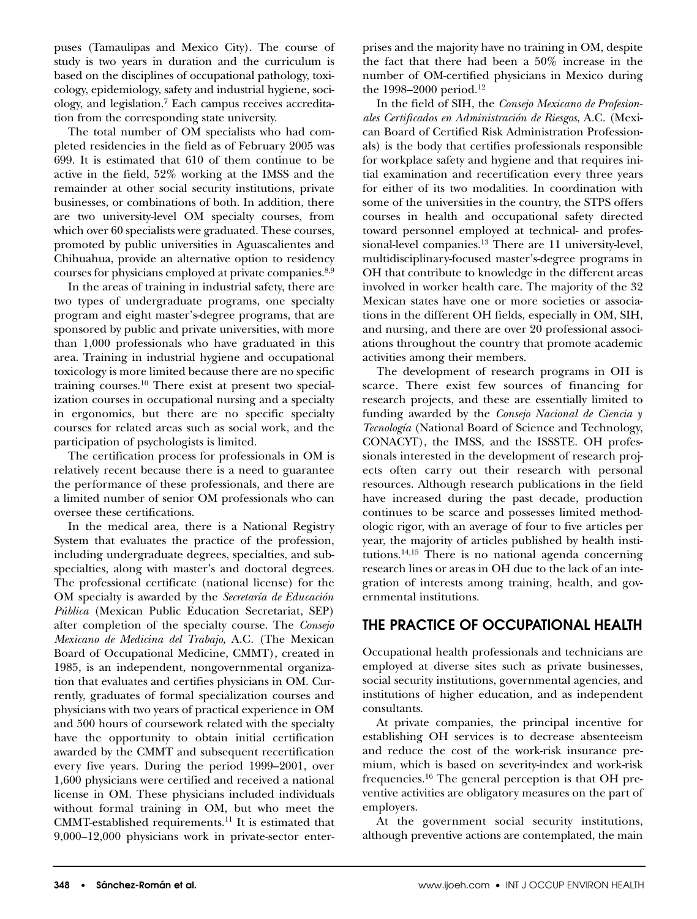puses (Tamaulipas and Mexico City). The course of study is two years in duration and the curriculum is based on the disciplines of occupational pathology, toxicology, epidemiology, safety and industrial hygiene, sociology, and legislation.[7] Each campus receives accreditation from the corresponding state university.

The total number of OM specialists who had completed residencies in the field as of February 2005 was 699. It is estimated that 610 of them continue to be active in the field, 52% working at the IMSS and the remainder at other social security institutions, private businesses, or combinations of both. In addition, there are two university-level OM specialty courses, from which over 60 specialists were graduated. These courses, promoted by public universities in Aguascalientes and Chihuahua, provide an alternative option to residency courses for physicians employed at private companies.[8,9]

In the areas of training in industrial safety, there are two types of undergraduate programs, one specialty program and eight master's-degree programs, that are sponsored by public and private universities, with more than 1,000 professionals who have graduated in this area. Training in industrial hygiene and occupational toxicology is more limited because there are no specific training courses.[10] There exist at present two specialization courses in occupational nursing and a specialty in ergonomics, but there are no specific specialty courses for related areas such as social work, and the participation of psychologists is limited.

The certification process for professionals in OM is relatively recent because there is a need to guarantee the performance of these professionals, and there are a limited number of senior OM professionals who can oversee these certifications.

In the medical area, there is a National Registry System that evaluates the practice of the profession, including undergraduate degrees, specialties, and subspecialties, along with master's and doctoral degrees. The professional certificate (national license) for the OM specialty is awarded by the *Secretaría de Educación Pública* (Mexican Public Education Secretariat, SEP) after completion of the specialty course. The *Consejo Mexicano de Medicina del Trabajo,* A.C. (The Mexican Board of Occupational Medicine, CMMT), created in 1985, is an independent, nongovernmental organization that evaluates and certifies physicians in OM. Currently, graduates of formal specialization courses and physicians with two years of practical experience in OM and 500 hours of coursework related with the specialty have the opportunity to obtain initial certification awarded by the CMMT and subsequent recertification every five years. During the period 1999–2001, over 1,600 physicians were certified and received a national license in OM. These physicians included individuals without formal training in OM, but who meet the CMMT-established requirements.[11] It is estimated that 9,000–12,000 physicians work in private-sector enterprises and the majority have no training in OM, despite the fact that there had been a 50% increase in the number of OM-certified physicians in Mexico during the 1998–2000 period.[12]

In the field of SIH, the *Consejo Mexicano de Profesionales Certificados en Administración de Riesgos*, A.C. (Mexican Board of Certified Risk Administration Professionals) is the body that certifies professionals responsible for workplace safety and hygiene and that requires initial examination and recertification every three years for either of its two modalities. In coordination with some of the universities in the country, the STPS offers courses in health and occupational safety directed toward personnel employed at technical- and professional-level companies.[13] There are 11 university-level, multidisciplinary-focused master's-degree programs in OH that contribute to knowledge in the different areas involved in worker health care. The majority of the 32 Mexican states have one or more societies or associations in the different OH fields, especially in OM, SIH, and nursing, and there are over 20 professional associations throughout the country that promote academic activities among their members.

The development of research programs in OH is scarce. There exist few sources of financing for research projects, and these are essentially limited to funding awarded by the *Consejo Nacional de Ciencia y Tecnología* (National Board of Science and Technology, CONACYT), the IMSS, and the ISSSTE. OH professionals interested in the development of research projects often carry out their research with personal resources. Although research publications in the field have increased during the past decade, production continues to be scarce and possesses limited methodologic rigor, with an average of four to five articles per year, the majority of articles published by health institutions.[14,15] There is no national agenda concerning research lines or areas in OH due to the lack of an integration of interests among training, health, and governmental institutions.

## THE PRACTICE OF OCCUPATIONAL HEALTH

Occupational health professionals and technicians are employed at diverse sites such as private businesses, social security institutions, governmental agencies, and institutions of higher education, and as independent consultants.

At private companies, the principal incentive for establishing OH services is to decrease absenteeism and reduce the cost of the work-risk insurance premium, which is based on severity-index and work-risk frequencies.[16] The general perception is that OH preventive activities are obligatory measures on the part of employers.

At the government social security institutions, although preventive actions are contemplated, the main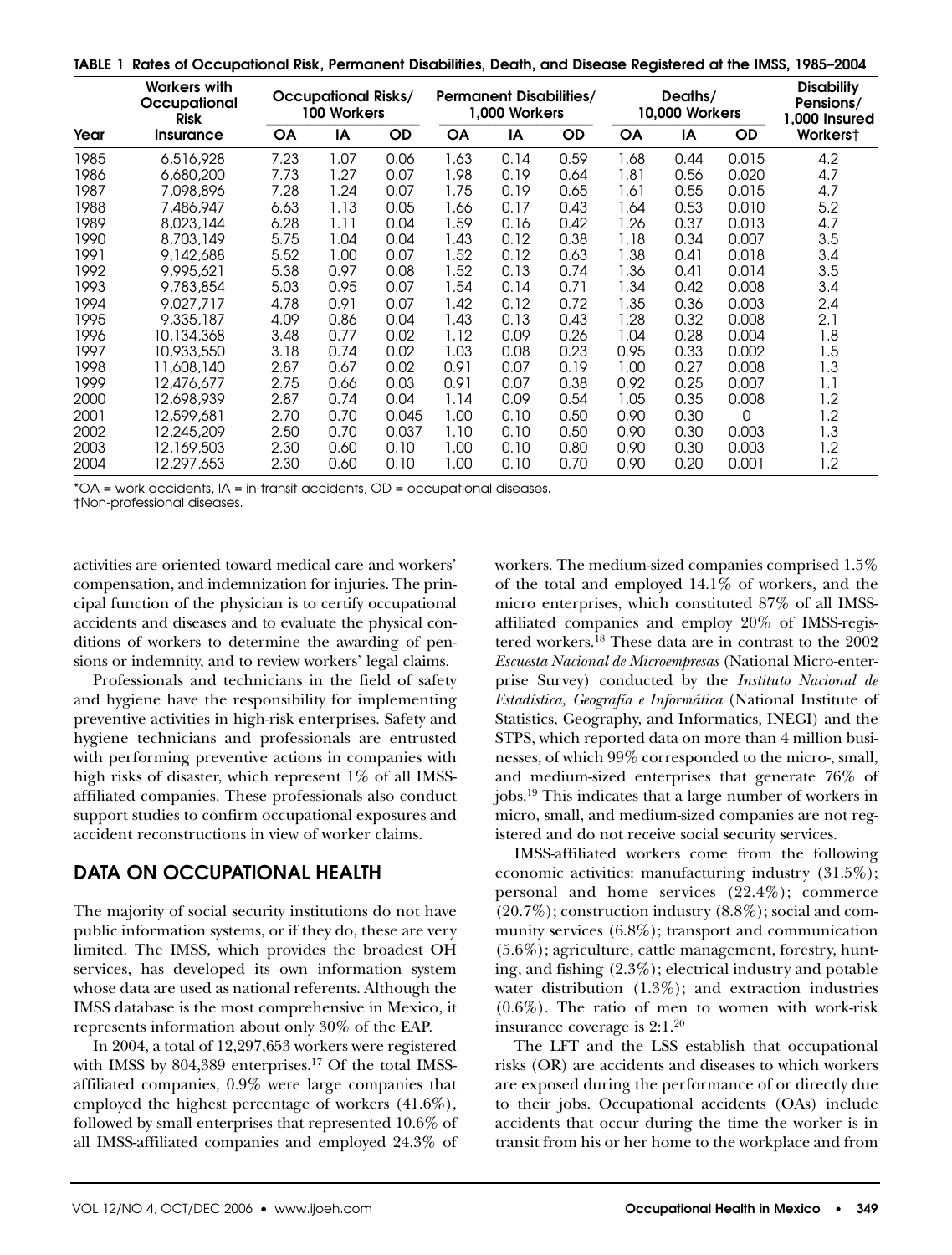**TABLE 1 Rates of Occupational Risk, Permanent Disabilities, Death, and Disease Registered at the IMSS, 1985–2004**

| Year | Workers with Occupational Risk Insurance | Occupational Risks/ 100 Workers | | | Permanent Disabilities/ 1,000 Workers | | | Deaths/ 10,000 Workers | | | Disability Pensions/ 1,000 Insured Workers† |
|---|---|---|---|---|---|---|---|---|---|---|---|
| | | OA | IA | OD | OA | IA | OD | OA | IA | OD | |
| 1985 | 6,516,928 | 7.23 | 1.07 | 0.06 | 1.63 | 0.14 | 0.59 | 1.68 | 0.44 | 0.015 | 4.2 |
| 1986 | 6,680,200 | 7.73 | 1.27 | 0.07 | 1.98 | 0.19 | 0.64 | 1.81 | 0.56 | 0.020 | 4.7 |
| 1987 | 7,098,896 | 7.28 | 1.24 | 0.07 | 1.75 | 0.19 | 0.65 | 1.61 | 0.55 | 0.015 | 4.7 |
| 1988 | 7,486,947 | 6.63 | 1.13 | 0.05 | 1.66 | 0.17 | 0.43 | 1.64 | 0.53 | 0.010 | 5.2 |
| 1989 | 8,023,144 | 6.28 | 1.11 | 0.04 | 1.59 | 0.16 | 0.42 | 1.26 | 0.37 | 0.013 | 4.7 |
| 1990 | 8,703,149 | 5.75 | 1.04 | 0.04 | 1.43 | 0.12 | 0.38 | 1.18 | 0.34 | 0.007 | 3.5 |
| 1991 | 9,142,688 | 5.52 | 1.00 | 0.07 | 1.52 | 0.12 | 0.63 | 1.38 | 0.41 | 0.018 | 3.4 |
| 1992 | 9,995,621 | 5.38 | 0.97 | 0.08 | 1.52 | 0.13 | 0.74 | 1.36 | 0.41 | 0.014 | 3.5 |
| 1993 | 9,783,854 | 5.03 | 0.95 | 0.07 | 1.54 | 0.14 | 0.71 | 1.34 | 0.42 | 0.008 | 3.4 |
| 1994 | 9,027,717 | 4.78 | 0.91 | 0.07 | 1.42 | 0.12 | 0.72 | 1.35 | 0.36 | 0.003 | 2.4 |
| 1995 | 9,335,187 | 4.09 | 0.86 | 0.04 | 1.43 | 0.13 | 0.43 | 1.28 | 0.32 | 0.008 | 2.1 |
| 1996 | 10,134,368 | 3.48 | 0.77 | 0.02 | 1.12 | 0.09 | 0.26 | 1.04 | 0.28 | 0.004 | 1.8 |
| 1997 | 10,933,550 | 3.18 | 0.74 | 0.02 | 1.03 | 0.08 | 0.23 | 0.95 | 0.33 | 0.002 | 1.5 |
| 1998 | 11,608,140 | 2.87 | 0.67 | 0.02 | 0.91 | 0.07 | 0.19 | 1.00 | 0.27 | 0.008 | 1.3 |
| 1999 | 12,476,677 | 2.75 | 0.66 | 0.03 | 0.91 | 0.07 | 0.38 | 0.92 | 0.25 | 0.007 | 1.1 |
| 2000 | 12,698,939 | 2.87 | 0.74 | 0.04 | 1.14 | 0.09 | 0.54 | 1.05 | 0.35 | 0.008 | 1.2 |
| 2001 | 12,599,681 | 2.70 | 0.70 | 0.045 | 1.00 | 0.10 | 0.50 | 0.90 | 0.30 | 0 | 1.2 |
| 2002 | 12,245,209 | 2.50 | 0.70 | 0.037 | 1.10 | 0.10 | 0.50 | 0.90 | 0.30 | 0.003 | 1.3 |
| 2003 | 12,169,503 | 2.30 | 0.60 | 0.10 | 1.00 | 0.10 | 0.80 | 0.90 | 0.30 | 0.003 | 1.2 |
| 2004 | 12,297,653 | 2.30 | 0.60 | 0.10 | 1.00 | 0.10 | 0.70 | 0.90 | 0.20 | 0.001 | 1.2 |

*OA = work accidents, IA = in-transit accidents, OD = occupational diseases.
†Non-professional diseases.

activities are oriented toward medical care and workers' compensation, and indemnization for injuries. The principal function of the physician is to certify occupational accidents and diseases and to evaluate the physical conditions of workers to determine the awarding of pensions or indemnity, and to review workers' legal claims.

Professionals and technicians in the field of safety and hygiene have the responsibility for implementing preventive activities in high-risk enterprises. Safety and hygiene technicians and professionals are entrusted with performing preventive actions in companies with high risks of disaster, which represent 1% of all IMSS-affiliated companies. These professionals also conduct support studies to confirm occupational exposures and accident reconstructions in view of worker claims.

## DATA ON OCCUPATIONAL HEALTH

The majority of social security institutions do not have public information systems, or if they do, these are very limited. The IMSS, which provides the broadest OH services, has developed its own information system whose data are used as national referents. Although the IMSS database is the most comprehensive in Mexico, it represents information about only 30% of the EAP.

In 2004, a total of 12,297,653 workers were registered with IMSS by 804,389 enterprises.[17] Of the total IMSS-affiliated companies, 0.9% were large companies that employed the highest percentage of workers (41.6%), followed by small enterprises that represented 10.6% of all IMSS-affiliated companies and employed 24.3% of workers. The medium-sized companies comprised 1.5% of the total and employed 14.1% of workers, and the micro enterprises, which constituted 87% of all IMSS-affiliated companies and employ 20% of IMSS-registered workers.[18] These data are in contrast to the 2002 *Escuesta Nacional de Microempresas* (National Micro-enterprise Survey) conducted by the *Instituto Nacional de Estadística, Geografía e Informática* (National Institute of Statistics, Geography, and Informatics, INEGI) and the STPS, which reported data on more than 4 million businesses, of which 99% corresponded to the micro-, small, and medium-sized enterprises that generate 76% of jobs.[19] This indicates that a large number of workers in micro, small, and medium-sized companies are not registered and do not receive social security services.

IMSS-affiliated workers come from the following economic activities: manufacturing industry (31.5%); personal and home services (22.4%); commerce (20.7%); construction industry (8.8%); social and community services (6.8%); transport and communication (5.6%); agriculture, cattle management, forestry, hunting, and fishing (2.3%); electrical industry and potable water distribution (1.3%); and extraction industries (0.6%). The ratio of men to women with work-risk insurance coverage is 2:1.[20]

The LFT and the LSS establish that occupational risks (OR) are accidents and diseases to which workers are exposed during the performance of or directly due to their jobs. Occupational accidents (OAs) include accidents that occur during the time the worker is in transit from his or her home to the workplace and from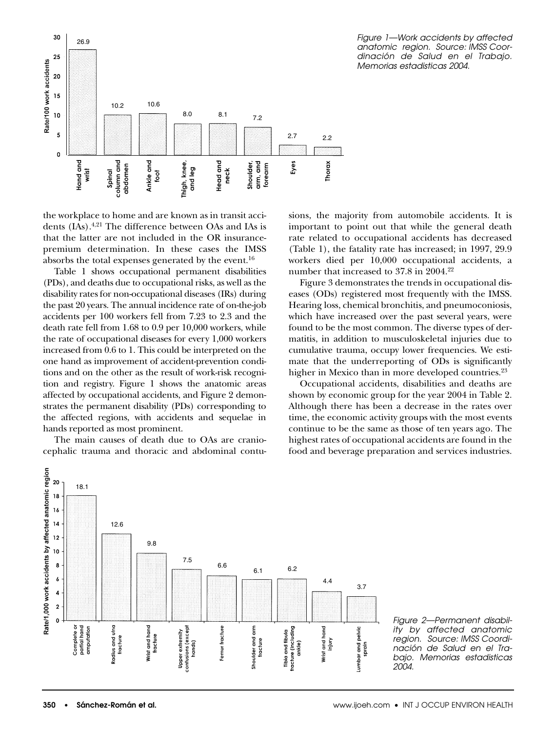Figure 1—Work accidents by affected anatomic region. Source: IMSS Coordinación de Salud en el Trabajo. Memorias estadisticas 2004.

the workplace to home and are known as in transit accidents (IAs).[4,21] The difference between OAs and IAs is that the latter are not included in the OR insurance-premium determination. In these cases the IMSS absorbs the total expenses generated by the event.[16]

Table 1 shows occupational permanent disabilities (PDs), and deaths due to occupational risks, as well as the disability rates for non-occupational diseases (IRs) during the past 20 years. The annual incidence rate of on-the-job accidents per 100 workers fell from 7.23 to 2.3 and the death rate fell from 1.68 to 0.9 per 10,000 workers, while the rate of occupational diseases for every 1,000 workers increased from 0.6 to 1. This could be interpreted on the one hand as improvement of accident-prevention conditions and on the other as the result of work-risk recognition and registry. Figure 1 shows the anatomic areas affected by occupational accidents, and Figure 2 demonstrates the permanent disability (PDs) corresponding to the affected regions, with accidents and sequelae in hands reported as most prominent.

The main causes of death due to OAs are craniocephalic trauma and thoracic and abdominal contusions, the majority from automobile accidents. It is important to point out that while the general death rate related to occupational accidents has decreased (Table 1), the fatality rate has increased; in 1997, 29.9 workers died per 10,000 occupational accidents, a number that increased to 37.8 in 2004.[22]

Figure 3 demonstrates the trends in occupational diseases (ODs) registered most frequently with the IMSS. Hearing loss, chemical bronchitis, and pneumoconiosis, which have increased over the past several years, were found to be the most common. The diverse types of dermatitis, in addition to musculoskeletal injuries due to cumulative trauma, occupy lower frequencies. We estimate that the underreporting of ODs is significantly higher in Mexico than in more developed countries.[23]

Occupational accidents, disabilities and deaths are shown by economic group for the year 2004 in Table 2. Although there has been a decrease in the rates over time, the economic activity groups with the most events continue to be the same as those of ten years ago. The highest rates of occupational accidents are found in the food and beverage preparation and services industries.

Figure 2—Permanent disability by affected anatomic region. Source: IMSS Coordinación de Salud en el Trabajo. Memorias estadisticas 2004.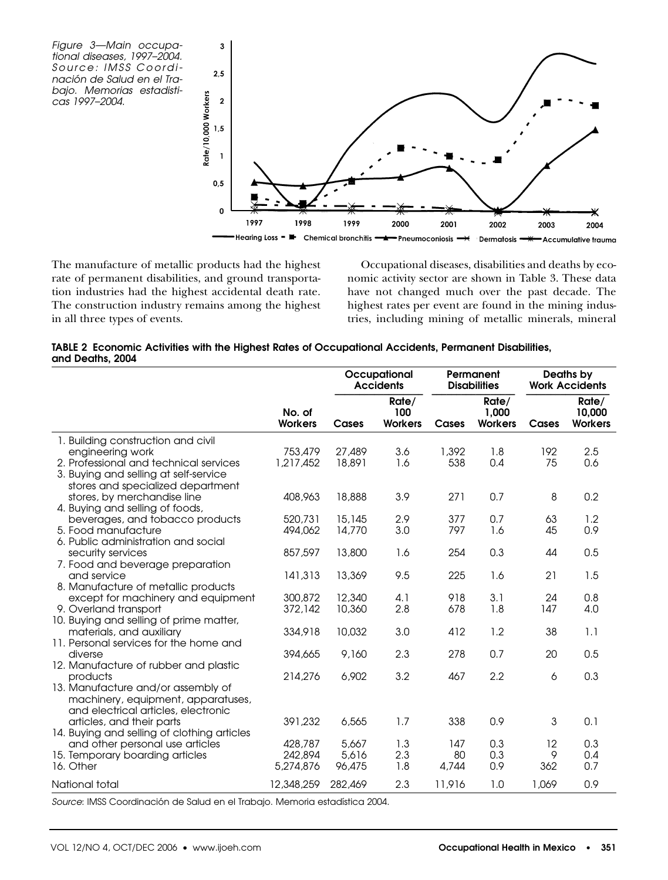*Figure 3—Main occupational diseases, 1997–2004. Source: IMSS Coordinación de Salud en el Trabajo. Memorias estadisticas 1997–2004.*

The manufacture of metallic products had the highest rate of permanent disabilities, and ground transportation industries had the highest accidental death rate. The construction industry remains among the highest in all three types of events.

Occupational diseases, disabilities and deaths by economic activity sector are shown in Table 3. These data have not changed much over the past decade. The highest rates per event are found in the mining industries, including mining of metallic minerals, mineral

**TABLE 2 Economic Activities with the Highest Rates of Occupational Accidents, Permanent Disabilities, and Deaths, 2004**

| | | Occupational Accidents | | Permanent Disabilities | | Deaths by Work Accidents | |
|---|---|---|---|---|---|---|---|
| | No. of Workers | Cases | Rate/ 100 Workers | Cases | Rate/ 1,000 Workers | Cases | Rate/ 10,000 Workers |
| 1. Building construction and civil engineering work | 753,479 | 27,489 | 3.6 | 1,392 | 1.8 | 192 | 2.5 |
| 2. Professional and technical services | 1,217,452 | 18,891 | 1.6 | 538 | 0.4 | 75 | 0.6 |
| 3. Buying and selling at self-service stores and specialized department stores, by merchandise line | 408,963 | 18,888 | 3.9 | 271 | 0.7 | 8 | 0.2 |
| 4. Buying and selling of foods, beverages, and tobacco products | 520,731 | 15,145 | 2.9 | 377 | 0.7 | 63 | 1.2 |
| 5. Food manufacture | 494,062 | 14,770 | 3.0 | 797 | 1.6 | 45 | 0.9 |
| 6. Public administration and social security services | 857,597 | 13,800 | 1.6 | 254 | 0.3 | 44 | 0.5 |
| 7. Food and beverage preparation and service | 141,313 | 13,369 | 9.5 | 225 | 1.6 | 21 | 1.5 |
| 8. Manufacture of metallic products except for machinery and equipment | 300,872 | 12,340 | 4.1 | 918 | 3.1 | 24 | 0.8 |
| 9. Overland transport | 372,142 | 10,360 | 2.8 | 678 | 1.8 | 147 | 4.0 |
| 10. Buying and selling of prime matter, materials, and auxiliary | 334,918 | 10,032 | 3.0 | 412 | 1.2 | 38 | 1.1 |
| 11. Personal services for the home and diverse | 394,665 | 9,160 | 2.3 | 278 | 0.7 | 20 | 0.5 |
| 12. Manufacture of rubber and plastic products | 214,276 | 6,902 | 3.2 | 467 | 2.2 | 6 | 0.3 |
| 13. Manufacture and/or assembly of machinery, equipment, apparatuses, and electrical articles, electronic articles, and their parts | 391,232 | 6,565 | 1.7 | 338 | 0.9 | 3 | 0.1 |
| 14. Buying and selling of clothing articles and other personal use articles | 428,787 | 5,667 | 1.3 | 147 | 0.3 | 12 | 0.3 |
| 15. Temporary boarding articles | 242,894 | 5,616 | 2.3 | 80 | 0.3 | 9 | 0.4 |
| 16. Other | 5,274,876 | 96,475 | 1.8 | 4,744 | 0.9 | 362 | 0.7 |
| National total | 12,348,259 | 282,469 | 2.3 | 11,916 | 1.0 | 1,069 | 0.9 |

*Source*: IMSS Coordinación de Salud en el Trabajo. Memoria estadística 2004.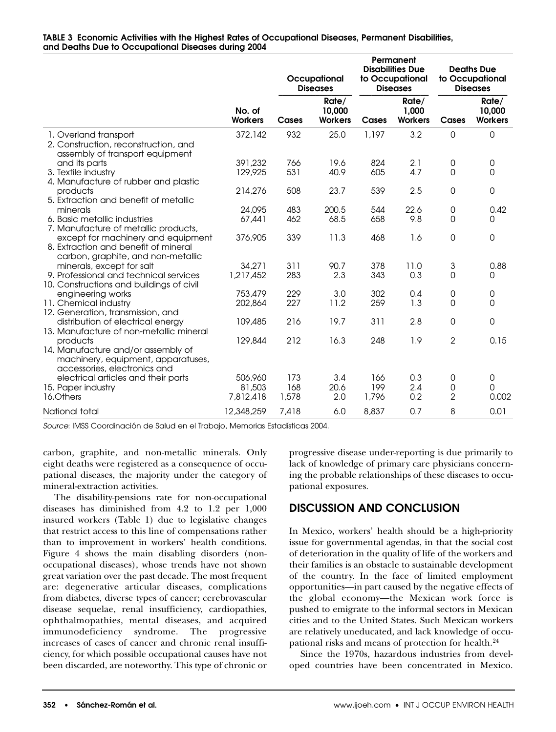**TABLE 3 Economic Activities with the Highest Rates of Occupational Diseases, Permanent Disabilities, and Deaths Due to Occupational Diseases during 2004**

| | | Occupational Diseases | | Permanent Disabilities Due to Occupational Diseases | | Deaths Due to Occupational Diseases | |
|---|---|---|---|---|---|---|---|
| | No. of Workers | Cases | Rate/ 10,000 Workers | Cases | Rate/ 1,000 Workers | Cases | Rate/ 10,000 Workers |
| 1. Overland transport | 372,142 | 932 | 25.0 | 1,197 | 3.2 | 0 | 0 |
| 2. Construction, reconstruction, and assembly of transport equipment and its parts | 391,232 | 766 | 19.6 | 824 | 2.1 | 0 | 0 |
| 3. Textile industry | 129,925 | 531 | 40.9 | 605 | 4.7 | 0 | 0 |
| 4. Manufacture of rubber and plastic products | 214,276 | 508 | 23.7 | 539 | 2.5 | 0 | 0 |
| 5. Extraction and benefit of metallic minerals | 24,095 | 483 | 200.5 | 544 | 22.6 | 0 | 0.42 |
| 6. Basic metallic industries | 67,441 | 462 | 68.5 | 658 | 9.8 | 0 | 0 |
| 7. Manufacture of metallic products, except for machinery and equipment | 376,905 | 339 | 11.3 | 468 | 1.6 | 0 | 0 |
| 8. Extraction and benefit of mineral carbon, graphite, and non-metallic minerals, except for salt | 34,271 | 311 | 90.7 | 378 | 11.0 | 3 | 0.88 |
| 9. Professional and technical services | 1,217,452 | 283 | 2.3 | 343 | 0.3 | 0 | 0 |
| 10. Constructions and buildings of civil engineering works | 753,479 | 229 | 3.0 | 302 | 0.4 | 0 | 0 |
| 11. Chemical industry | 202,864 | 227 | 11.2 | 259 | 1.3 | 0 | 0 |
| 12. Generation, transmission, and distribution of electrical energy | 109,485 | 216 | 19.7 | 311 | 2.8 | 0 | 0 |
| 13. Manufacture of non-metallic mineral products | 129,844 | 212 | 16.3 | 248 | 1.9 | 2 | 0.15 |
| 14. Manufacture and/or assembly of machinery, equipment, apparatuses, accessories, electronics and electrical articles and their parts | 506,960 | 173 | 3.4 | 166 | 0.3 | 0 | 0 |
| 15. Paper industry | 81,503 | 168 | 20.6 | 199 | 2.4 | 0 | 0 |
| 16. Others | 7,812,418 | 1,578 | 2.0 | 1,796 | 0.2 | 2 | 0.002 |
| National total | 12,348,259 | 7,418 | 6.0 | 8,837 | 0.7 | 8 | 0.01 |

*Source*: IMSS Coordinación de Salud en el Trabajo, Memorias Estadísticas 2004.

carbon, graphite, and non-metallic minerals. Only eight deaths were registered as a consequence of occupational diseases, the majority under the category of mineral-extraction activities.

The disability-pensions rate for non-occupational diseases has diminished from 4.2 to 1.2 per 1,000 insured workers (Table 1) due to legislative changes that restrict access to this line of compensations rather than to improvement in workers' health conditions. Figure 4 shows the main disabling disorders (non-occupational diseases), whose trends have not shown great variation over the past decade. The most frequent are: degenerative articular diseases, complications from diabetes, diverse types of cancer; cerebrovascular disease sequelae, renal insufficiency, cardiopathies, ophthalmopathies, mental diseases, and acquired immunodeficiency syndrome. The progressive increases of cases of cancer and chronic renal insufficiency, for which possible occupational causes have not been discarded, are noteworthy. This type of chronic or progressive disease under-reporting is due primarily to lack of knowledge of primary care physicians concerning the probable relationships of these diseases to occupational exposures.

## DISCUSSION AND CONCLUSION

In Mexico, workers' health should be a high-priority issue for governmental agendas, in that the social cost of deterioration in the quality of life of the workers and their families is an obstacle to sustainable development of the country. In the face of limited employment opportunities—in part caused by the negative effects of the global economy—the Mexican work force is pushed to emigrate to the informal sectors in Mexican cities and to the United States. Such Mexican workers are relatively uneducated, and lack knowledge of occupational risks and means of protection for health.[24]

Since the 1970s, hazardous industries from developed countries have been concentrated in Mexico.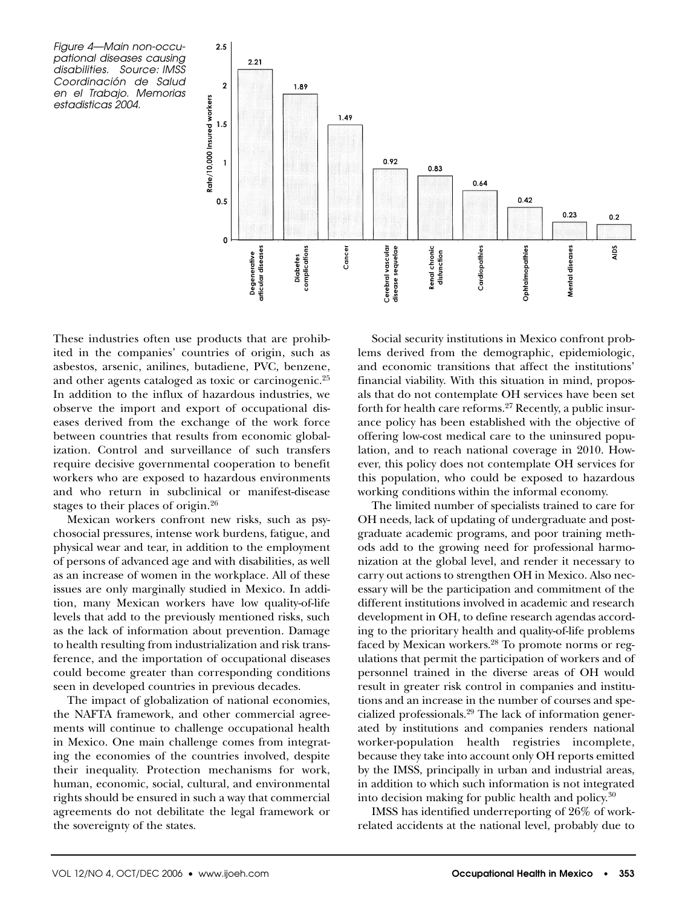*Figure 4—Main non-occupational diseases causing disabilities. Source: IMSS Coordinación de Salud en el Trabajo. Memorias estadisticas 2004.*

| Disease | Rate/10,000 Insured workers |
|---|---|
| Degenerative articular diseases | 2.21 |
| Diabetes complications | 1.89 |
| Cancer | 1.49 |
| Cerebral vascular disease sequelae | 0.92 |
| Renal chronic disfunction | 0.83 |
| Cardiopathies | 0.64 |
| Ophtalmopathies | 0.42 |
| Mental diseases | 0.23 |
| AIDS | 0.2 |

These industries often use products that are prohibited in the companies' countries of origin, such as asbestos, arsenic, anilines, butadiene, PVC, benzene, and other agents cataloged as toxic or carcinogenic.[25] In addition to the influx of hazardous industries, we observe the import and export of occupational diseases derived from the exchange of the work force between countries that results from economic globalization. Control and surveillance of such transfers require decisive governmental cooperation to benefit workers who are exposed to hazardous environments and who return in subclinical or manifest-disease stages to their places of origin.[26]

Mexican workers confront new risks, such as psychosocial pressures, intense work burdens, fatigue, and physical wear and tear, in addition to the employment of persons of advanced age and with disabilities, as well as an increase of women in the workplace. All of these issues are only marginally studied in Mexico. In addition, many Mexican workers have low quality-of-life levels that add to the previously mentioned risks, such as the lack of information about prevention. Damage to health resulting from industrialization and risk transference, and the importation of occupational diseases could become greater than corresponding conditions seen in developed countries in previous decades.

The impact of globalization of national economies, the NAFTA framework, and other commercial agreements will continue to challenge occupational health in Mexico. One main challenge comes from integrating the economies of the countries involved, despite their inequality. Protection mechanisms for work, human, economic, social, cultural, and environmental rights should be ensured in such a way that commercial agreements do not debilitate the legal framework or the sovereignty of the states.

Social security institutions in Mexico confront problems derived from the demographic, epidemiologic, and economic transitions that affect the institutions' financial viability. With this situation in mind, proposals that do not contemplate OH services have been set forth for health care reforms.[27] Recently, a public insurance policy has been established with the objective of offering low-cost medical care to the uninsured population, and to reach national coverage in 2010. However, this policy does not contemplate OH services for this population, who could be exposed to hazardous working conditions within the informal economy.

The limited number of specialists trained to care for OH needs, lack of updating of undergraduate and postgraduate academic programs, and poor training methods add to the growing need for professional harmonization at the global level, and render it necessary to carry out actions to strengthen OH in Mexico. Also necessary will be the participation and commitment of the different institutions involved in academic and research development in OH, to define research agendas according to the prioritary health and quality-of-life problems faced by Mexican workers.[28] To promote norms or regulations that permit the participation of workers and of personnel trained in the diverse areas of OH would result in greater risk control in companies and institutions and an increase in the number of courses and specialized professionals.[29] The lack of information generated by institutions and companies renders national worker-population health registries incomplete, because they take into account only OH reports emitted by the IMSS, principally in urban and industrial areas, in addition to which such information is not integrated into decision making for public health and policy.[30]

IMSS has identified underreporting of 26% of work-related accidents at the national level, probably due to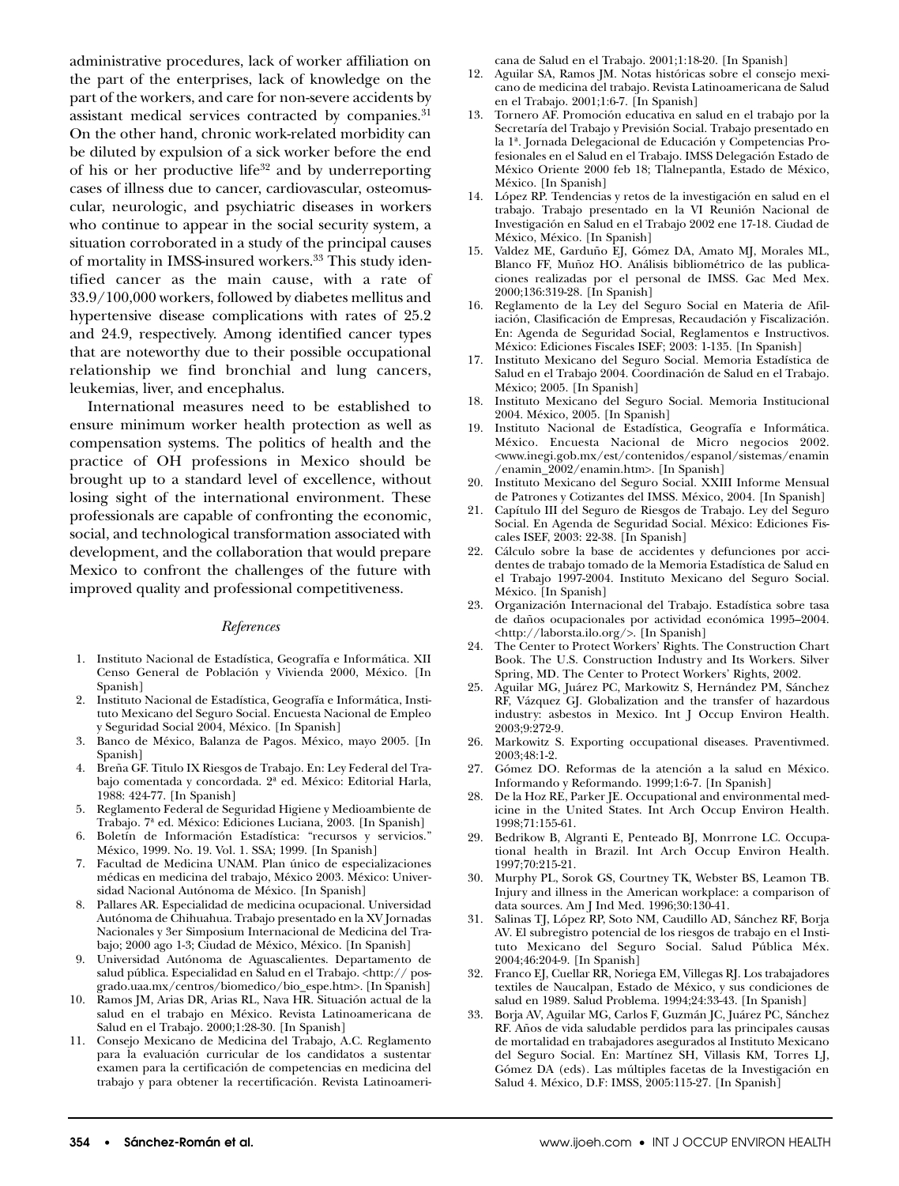administrative procedures, lack of worker affiliation on the part of the enterprises, lack of knowledge on the part of the workers, and care for non-severe accidents by assistant medical services contracted by companies.[31] On the other hand, chronic work-related morbidity can be diluted by expulsion of a sick worker before the end of his or her productive life[32] and by underreporting cases of illness due to cancer, cardiovascular, osteomuscular, neurologic, and psychiatric diseases in workers who continue to appear in the social security system, a situation corroborated in a study of the principal causes of mortality in IMSS-insured workers.[33] This study identified cancer as the main cause, with a rate of 33.9/100,000 workers, followed by diabetes mellitus and hypertensive disease complications with rates of 25.2 and 24.9, respectively. Among identified cancer types that are noteworthy due to their possible occupational relationship we find bronchial and lung cancers, leukemias, liver, and encephalus.

International measures need to be established to ensure minimum worker health protection as well as compensation systems. The politics of health and the practice of OH professions in Mexico should be brought up to a standard level of excellence, without losing sight of the international environment. These professionals are capable of confronting the economic, social, and technological transformation associated with development, and the collaboration that would prepare Mexico to confront the challenges of the future with improved quality and professional competitiveness.

*References*

1. Instituto Nacional de Estadística, Geografía e Informática. XII Censo General de Población y Vivienda 2000, México. [In Spanish]
2. Instituto Nacional de Estadística, Geografía e Informática, Instituto Mexicano del Seguro Social. Encuesta Nacional de Empleo y Seguridad Social 2004, México. [In Spanish]
3. Banco de México, Balanza de Pagos. México, mayo 2005. [In Spanish]
4. Breña GF. Titulo IX Riesgos de Trabajo. En: Ley Federal del Trabajo comentada y concordada. 2ª ed. México: Editorial Harla, 1988: 424-77. [In Spanish]
5. Reglamento Federal de Seguridad Higiene y Medioambiente de Trabajo. 7ª ed. México: Ediciones Luciana, 2003. [In Spanish]
6. Boletín de Información Estadística: "recursos y servicios." México, 1999. No. 19. Vol. 1. SSA; 1999. [In Spanish]
7. Facultad de Medicina UNAM. Plan único de especializaciones médicas en medicina del trabajo, México 2003. México: Universidad Nacional Autónoma de México. [In Spanish]
8. Pallares AR. Especialidad de medicina ocupacional. Universidad Autónoma de Chihuahua. Trabajo presentado en la XV Jornadas Nacionales y 3er Simposium Internacional de Medicina del Trabajo; 2000 ago 1-3; Ciudad de México, México. [In Spanish]
9. Universidad Autónoma de Aguascalientes. Departamento de salud pública. Especialidad en Salud en el Trabajo. <http:// posgrado.uaa.mx/centros/biomedico/bio_espe.htm>. [In Spanish]
10. Ramos JM, Arias DR, Arias RL, Nava HR. Situación actual de la salud en el trabajo en México. Revista Latinoamericana de Salud en el Trabajo. 2000;1:28-30. [In Spanish]
11. Consejo Mexicano de Medicina del Trabajo, A.C. Reglamento para la evaluación curricular de los candidatos a sustentar examen para la certificación de competencias en medicina del trabajo y para obtener la recertificación. Revista Latinoamericana de Salud en el Trabajo. 2001;1:18-20. [In Spanish]
12. Aguilar SA, Ramos JM. Notas históricas sobre el consejo mexicano de medicina del trabajo. Revista Latinoamericana de Salud en el Trabajo. 2001;1:6-7. [In Spanish]
13. Tornero AF. Promoción educativa en salud en el trabajo por la Secretaría del Trabajo y Previsión Social. Trabajo presentado en la 1ª. Jornada Delegacional de Educación y Competencias Profesionales en el Salud en el Trabajo. IMSS Delegación Estado de México Oriente 2000 feb 18; Tlalnepantla, Estado de México, México. [In Spanish]
14. López RP. Tendencias y retos de la investigación en salud en el trabajo. Trabajo presentado en la VI Reunión Nacional de Investigación en Salud en el Trabajo 2002 ene 17-18. Ciudad de México, México. [In Spanish]
15. Valdez ME, Garduño EJ, Gómez DA, Amato MJ, Morales ML, Blanco FF, Muñoz HO. Análisis bibliométrico de las publicaciones realizadas por el personal de IMSS. Gac Med Mex. 2000;136:319-28. [In Spanish]
16. Reglamento de la Ley del Seguro Social en Materia de Afiliación, Clasificación de Empresas, Recaudación y Fiscalización. En: Agenda de Seguridad Social, Reglamentos e Instructivos. México: Ediciones Fiscales ISEF; 2003: 1-135. [In Spanish]
17. Instituto Mexicano del Seguro Social. Memoria Estadística de Salud en el Trabajo 2004. Coordinación de Salud en el Trabajo. México; 2005. [In Spanish]
18. Instituto Mexicano del Seguro Social. Memoria Institucional 2004. México, 2005. [In Spanish]
19. Instituto Nacional de Estadística, Geografía e Informática. México. Encuesta Nacional de Micro negocios 2002. <www.inegi.gob.mx/est/contenidos/espanol/sistemas/enamin/enamin_2002/enamin.htm>. [In Spanish]
20. Instituto Mexicano del Seguro Social. XXIII Informe Mensual de Patrones y Cotizantes del IMSS. México, 2004. [In Spanish]
21. Capítulo III del Seguro de Riesgos de Trabajo. Ley del Seguro Social. En Agenda de Seguridad Social. México: Ediciones Fiscales ISEF, 2003: 22-38. [In Spanish]
22. Cálculo sobre la base de accidentes y defunciones por accidentes de trabajo tomado de la Memoria Estadística de Salud en el Trabajo 1997-2004. Instituto Mexicano del Seguro Social. México. [In Spanish]
23. Organización Internacional del Trabajo. Estadística sobre tasa de daños ocupacionales por actividad económica 1995–2004. <http://laborsta.ilo.org/>. [In Spanish]
24. The Center to Protect Workers' Rights. The Construction Chart Book. The U.S. Construction Industry and Its Workers. Silver Spring, MD. The Center to Protect Workers' Rights, 2002.
25. Aguilar MG, Juárez PC, Markowitz S, Hernández PM, Sánchez RF, Vázquez GJ. Globalization and the transfer of hazardous industry: asbestos in Mexico. Int J Occup Environ Health. 2003;9:272-9.
26. Markowitz S. Exporting occupational diseases. Praventivmed. 2003;48:1-2.
27. Gómez DO. Reformas de la atención a la salud en México. Informando y Reformando. 1999;1:6-7. [In Spanish]
28. De la Hoz RE, Parker JE. Occupational and environmental medicine in the United States. Int Arch Occup Environ Health. 1998;71:155-61.
29. Bedrikow B, Algranti E, Penteado BJ, Monrrone LC. Occupational health in Brazil. Int Arch Occup Environ Health. 1997;70:215-21.
30. Murphy PL, Sorok GS, Courtney TK, Webster BS, Leamon TB. Injury and illness in the American workplace: a comparison of data sources. Am J Ind Med. 1996;30:130-41.
31. Salinas TJ, López RP, Soto NM, Caudillo AD, Sánchez RF, Borja AV. El subregistro potencial de los riesgos de trabajo en el Instituto Mexicano del Seguro Social. Salud Pública Méx. 2004;46:204-9. [In Spanish]
32. Franco EJ, Cuellar RR, Noriega EM, Villegas RJ. Los trabajadores textiles de Naucalpan, Estado de México, y sus condiciones de salud en 1989. Salud Problema. 1994;24:33-43. [In Spanish]
33. Borja AV, Aguilar MG, Carlos F, Guzmán JC, Juárez PC, Sánchez RF. Años de vida saludable perdidos para las principales causas de mortalidad en trabajadores asegurados al Instituto Mexicano del Seguro Social. En: Martínez SH, Villasis KM, Torres LJ, Gómez DA (eds). Las múltiples facetas de la Investigación en Salud 4. México, D.F: IMSS, 2005:115-27. [In Spanish]